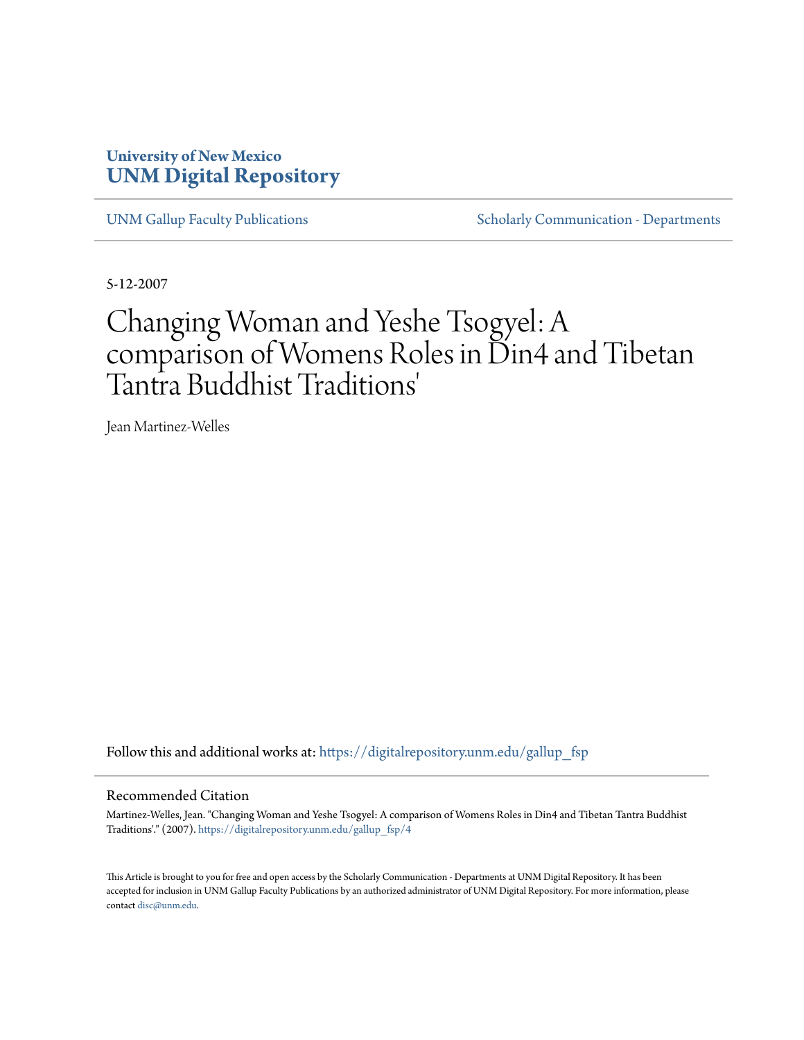University of New Mexico
**UNM Digital Repository**

UNM Gallup Faculty Publications | Scholarly Communication - Departments

5-12-2007

# Changing Woman and Yeshe Tsogyel: A comparison of Womens Roles in Din4 and Tibetan Tantra Buddhist Traditions'

Jean Martinez-Welles

Follow this and additional works at: https://digitalrepository.unm.edu/gallup_fsp

## Recommended Citation

Martinez-Welles, Jean. "Changing Woman and Yeshe Tsogyel: A comparison of Womens Roles in Din4 and Tibetan Tantra Buddhist Traditions'." (2007). https://digitalrepository.unm.edu/gallup_fsp/4

This Article is brought to you for free and open access by the Scholarly Communication - Departments at UNM Digital Repository. It has been accepted for inclusion in UNM Gallup Faculty Publications by an authorized administrator of UNM Digital Repository. For more information, please contact disc@unm.edu.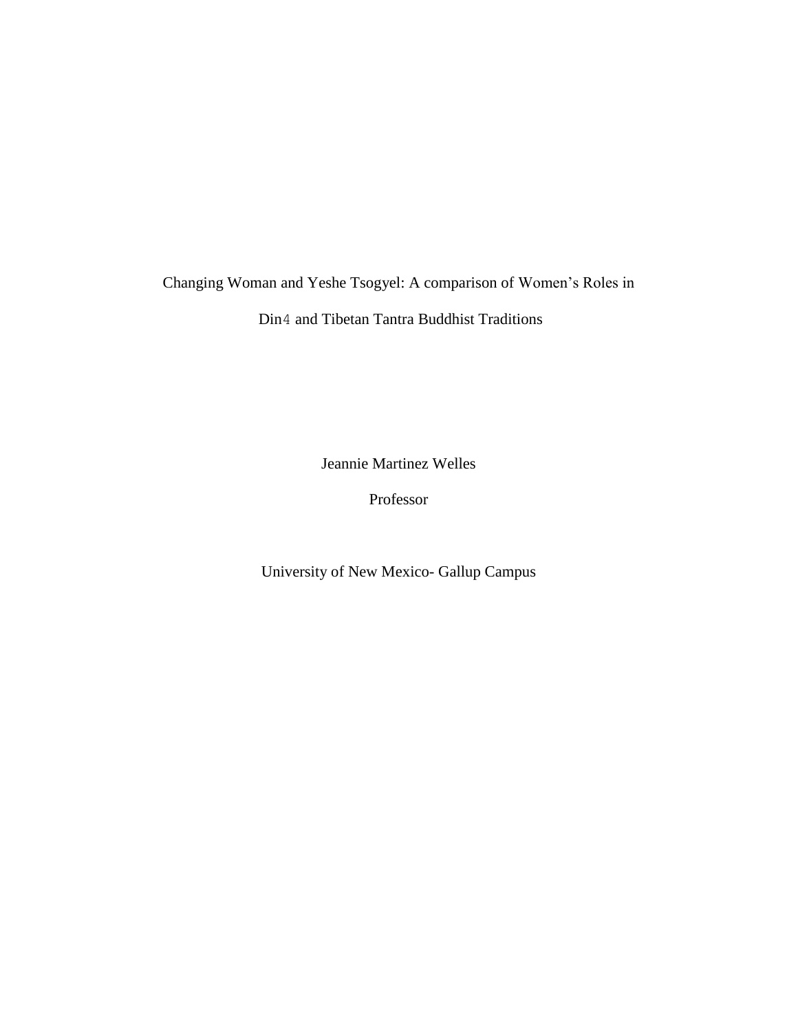Changing Woman and Yeshe Tsogyel: A comparison of Women's Roles in

Din4 and Tibetan Tantra Buddhist Traditions

Jeannie Martinez Welles

Professor

University of New Mexico- Gallup Campus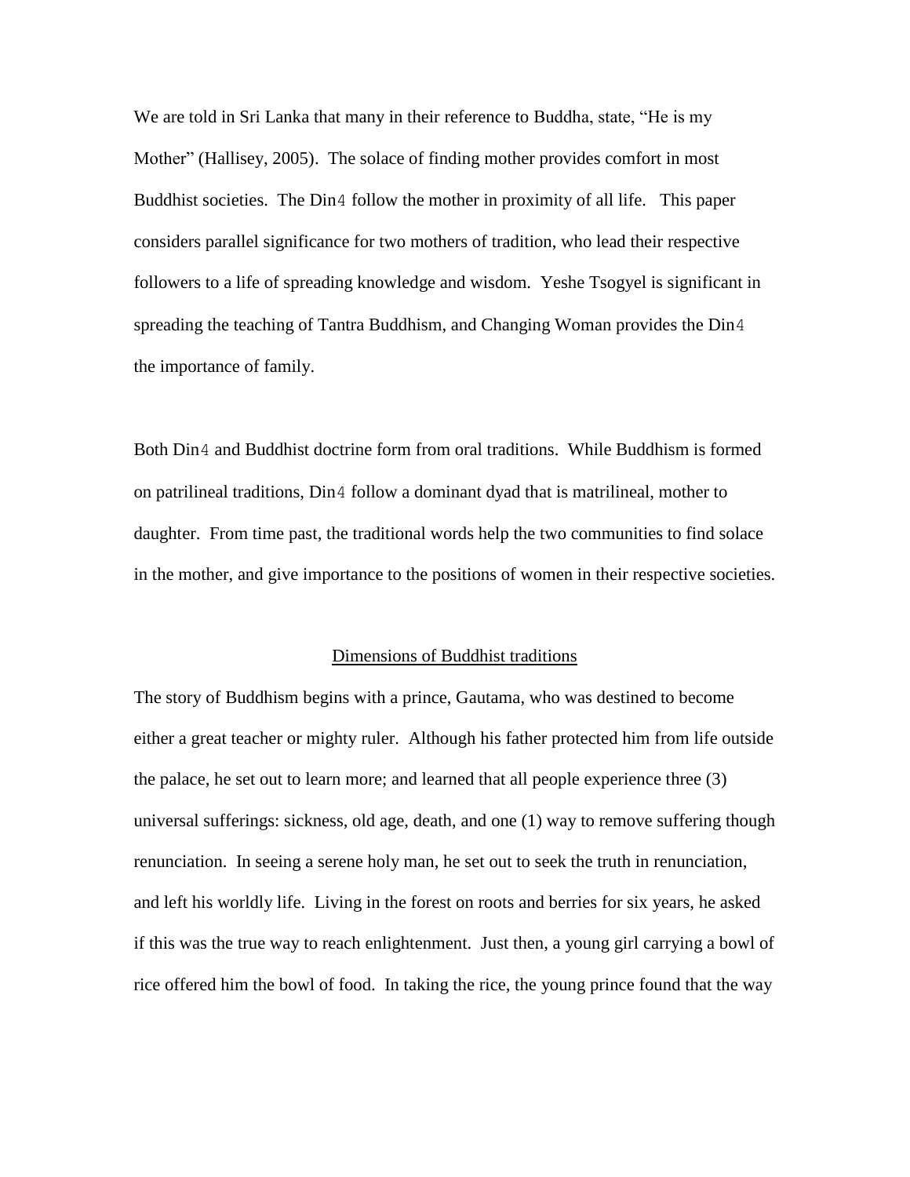We are told in Sri Lanka that many in their reference to Buddha, state, "He is my Mother" (Hallisey, 2005). The solace of finding mother provides comfort in most Buddhist societies. The Din4 follow the mother in proximity of all life. This paper considers parallel significance for two mothers of tradition, who lead their respective followers to a life of spreading knowledge and wisdom. Yeshe Tsogyel is significant in spreading the teaching of Tantra Buddhism, and Changing Woman provides the Din4 the importance of family.

Both Din4 and Buddhist doctrine form from oral traditions. While Buddhism is formed on patrilineal traditions, Din4 follow a dominant dyad that is matrilineal, mother to daughter. From time past, the traditional words help the two communities to find solace in the mother, and give importance to the positions of women in their respective societies.

## Dimensions of Buddhist traditions

The story of Buddhism begins with a prince, Gautama, who was destined to become either a great teacher or mighty ruler. Although his father protected him from life outside the palace, he set out to learn more; and learned that all people experience three (3) universal sufferings: sickness, old age, death, and one (1) way to remove suffering though renunciation. In seeing a serene holy man, he set out to seek the truth in renunciation, and left his worldly life. Living in the forest on roots and berries for six years, he asked if this was the true way to reach enlightenment. Just then, a young girl carrying a bowl of rice offered him the bowl of food. In taking the rice, the young prince found that the way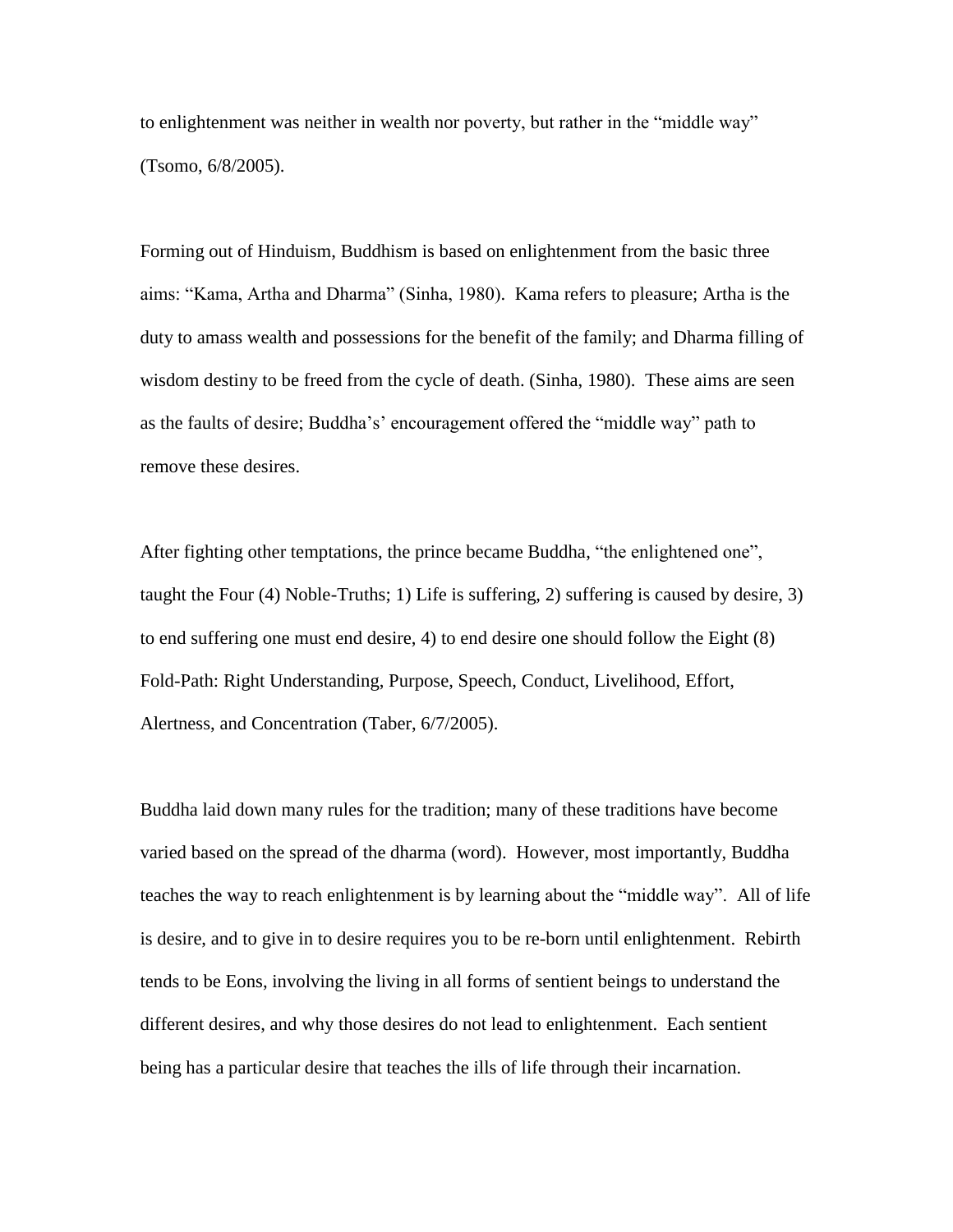to enlightenment was neither in wealth nor poverty, but rather in the "middle way" (Tsomo, 6/8/2005).

Forming out of Hinduism, Buddhism is based on enlightenment from the basic three aims: "Kama, Artha and Dharma" (Sinha, 1980). Kama refers to pleasure; Artha is the duty to amass wealth and possessions for the benefit of the family; and Dharma filling of wisdom destiny to be freed from the cycle of death. (Sinha, 1980). These aims are seen as the faults of desire; Buddha's' encouragement offered the "middle way" path to remove these desires.

After fighting other temptations, the prince became Buddha, "the enlightened one", taught the Four (4) Noble-Truths; 1) Life is suffering, 2) suffering is caused by desire, 3) to end suffering one must end desire, 4) to end desire one should follow the Eight (8) Fold-Path: Right Understanding, Purpose, Speech, Conduct, Livelihood, Effort, Alertness, and Concentration (Taber, 6/7/2005).

Buddha laid down many rules for the tradition; many of these traditions have become varied based on the spread of the dharma (word). However, most importantly, Buddha teaches the way to reach enlightenment is by learning about the "middle way". All of life is desire, and to give in to desire requires you to be re-born until enlightenment. Rebirth tends to be Eons, involving the living in all forms of sentient beings to understand the different desires, and why those desires do not lead to enlightenment. Each sentient being has a particular desire that teaches the ills of life through their incarnation.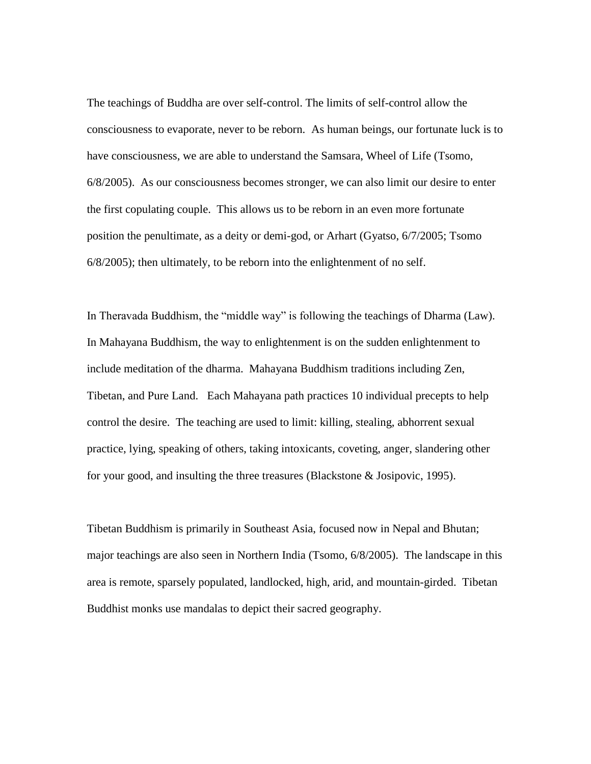The teachings of Buddha are over self-control. The limits of self-control allow the consciousness to evaporate, never to be reborn. As human beings, our fortunate luck is to have consciousness, we are able to understand the Samsara, Wheel of Life (Tsomo, 6/8/2005). As our consciousness becomes stronger, we can also limit our desire to enter the first copulating couple. This allows us to be reborn in an even more fortunate position the penultimate, as a deity or demi-god, or Arhart (Gyatso, 6/7/2005; Tsomo 6/8/2005); then ultimately, to be reborn into the enlightenment of no self.

In Theravada Buddhism, the "middle way" is following the teachings of Dharma (Law). In Mahayana Buddhism, the way to enlightenment is on the sudden enlightenment to include meditation of the dharma. Mahayana Buddhism traditions including Zen, Tibetan, and Pure Land. Each Mahayana path practices 10 individual precepts to help control the desire. The teaching are used to limit: killing, stealing, abhorrent sexual practice, lying, speaking of others, taking intoxicants, coveting, anger, slandering other for your good, and insulting the three treasures (Blackstone & Josipovic, 1995).

Tibetan Buddhism is primarily in Southeast Asia, focused now in Nepal and Bhutan; major teachings are also seen in Northern India (Tsomo, 6/8/2005). The landscape in this area is remote, sparsely populated, landlocked, high, arid, and mountain-girded. Tibetan Buddhist monks use mandalas to depict their sacred geography.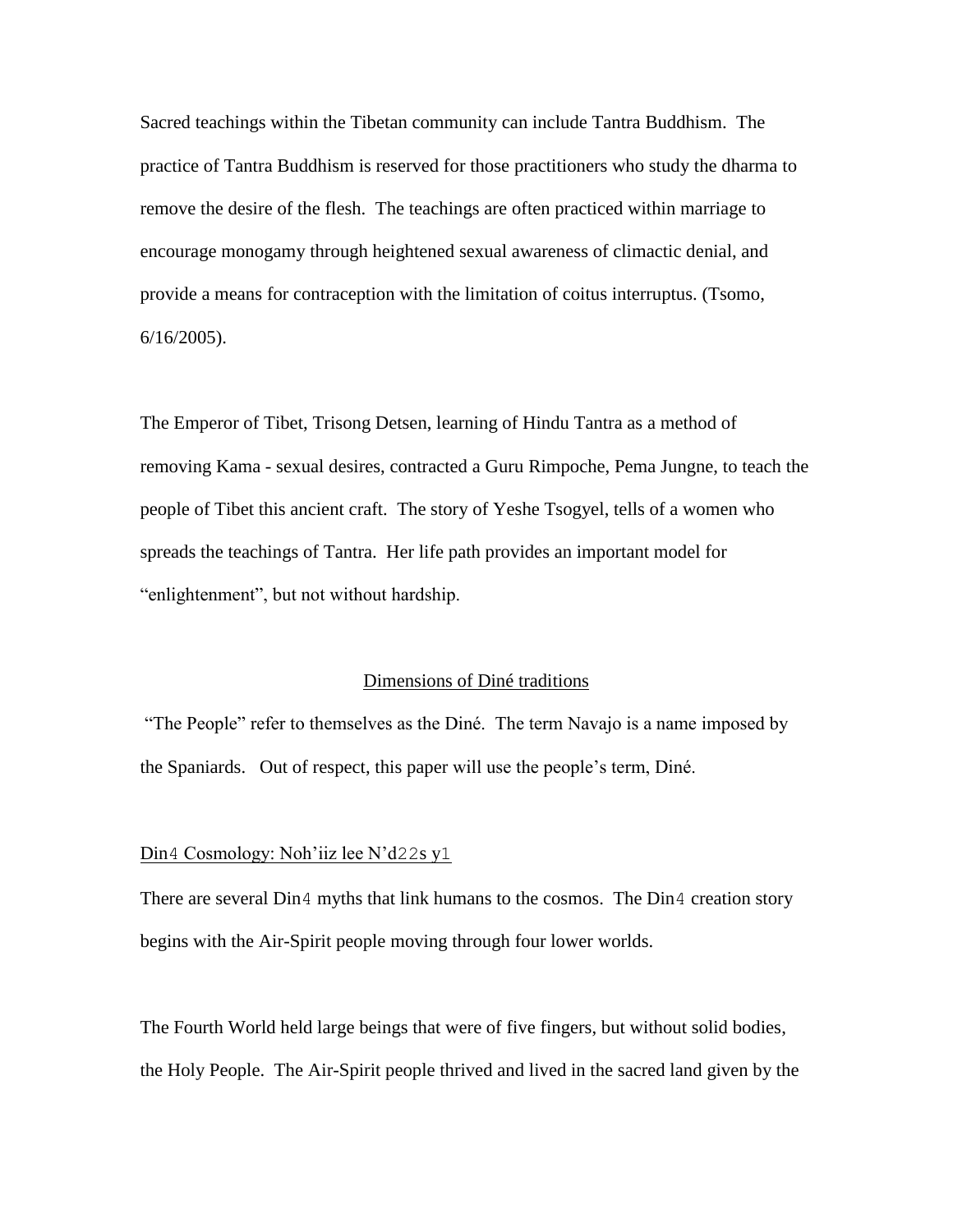Sacred teachings within the Tibetan community can include Tantra Buddhism. The practice of Tantra Buddhism is reserved for those practitioners who study the dharma to remove the desire of the flesh. The teachings are often practiced within marriage to encourage monogamy through heightened sexual awareness of climactic denial, and provide a means for contraception with the limitation of coitus interruptus. (Tsomo, 6/16/2005).

The Emperor of Tibet, Trisong Detsen, learning of Hindu Tantra as a method of removing Kama - sexual desires, contracted a Guru Rimpoche, Pema Jungne, to teach the people of Tibet this ancient craft. The story of Yeshe Tsogyel, tells of a women who spreads the teachings of Tantra. Her life path provides an important model for "enlightenment", but not without hardship.

## Dimensions of Diné traditions

"The People" refer to themselves as the Diné. The term Navajo is a name imposed by the Spaniards. Out of respect, this paper will use the people's term, Diné.

### Din4 Cosmology: Noh'iiz lee N'd22s y1

There are several Din4 myths that link humans to the cosmos. The Din4 creation story begins with the Air-Spirit people moving through four lower worlds.

The Fourth World held large beings that were of five fingers, but without solid bodies, the Holy People. The Air-Spirit people thrived and lived in the sacred land given by the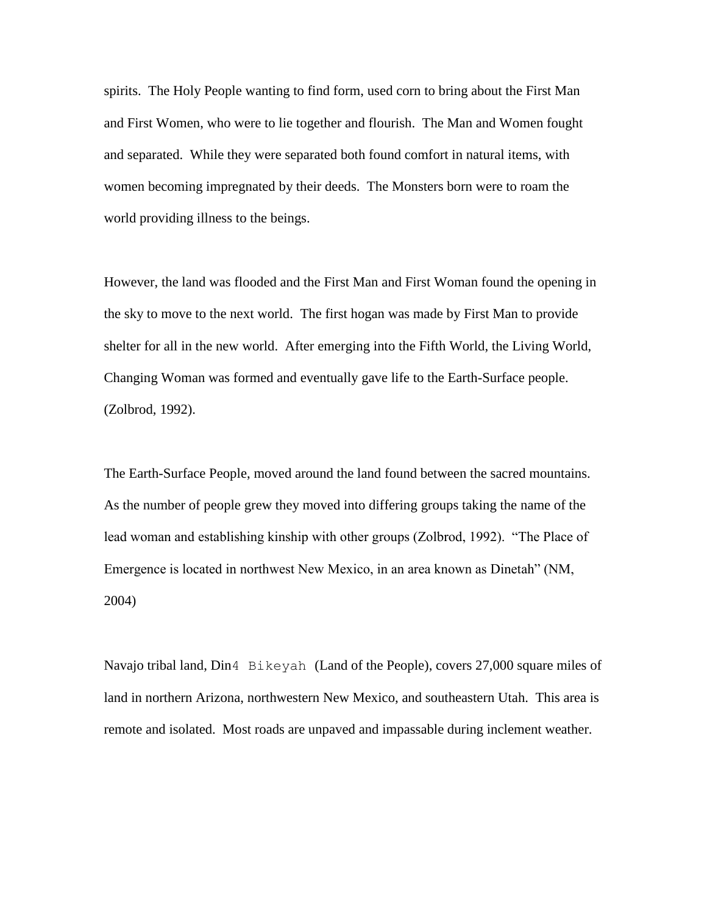spirits. The Holy People wanting to find form, used corn to bring about the First Man and First Women, who were to lie together and flourish. The Man and Women fought and separated. While they were separated both found comfort in natural items, with women becoming impregnated by their deeds. The Monsters born were to roam the world providing illness to the beings.

However, the land was flooded and the First Man and First Woman found the opening in the sky to move to the next world. The first hogan was made by First Man to provide shelter for all in the new world. After emerging into the Fifth World, the Living World, Changing Woman was formed and eventually gave life to the Earth-Surface people. (Zolbrod, 1992).

The Earth-Surface People, moved around the land found between the sacred mountains. As the number of people grew they moved into differing groups taking the name of the lead woman and establishing kinship with other groups (Zolbrod, 1992). "The Place of Emergence is located in northwest New Mexico, in an area known as Dinetah" (NM, 2004)

Navajo tribal land, Din4 Bikeyah (Land of the People), covers 27,000 square miles of land in northern Arizona, northwestern New Mexico, and southeastern Utah. This area is remote and isolated. Most roads are unpaved and impassable during inclement weather.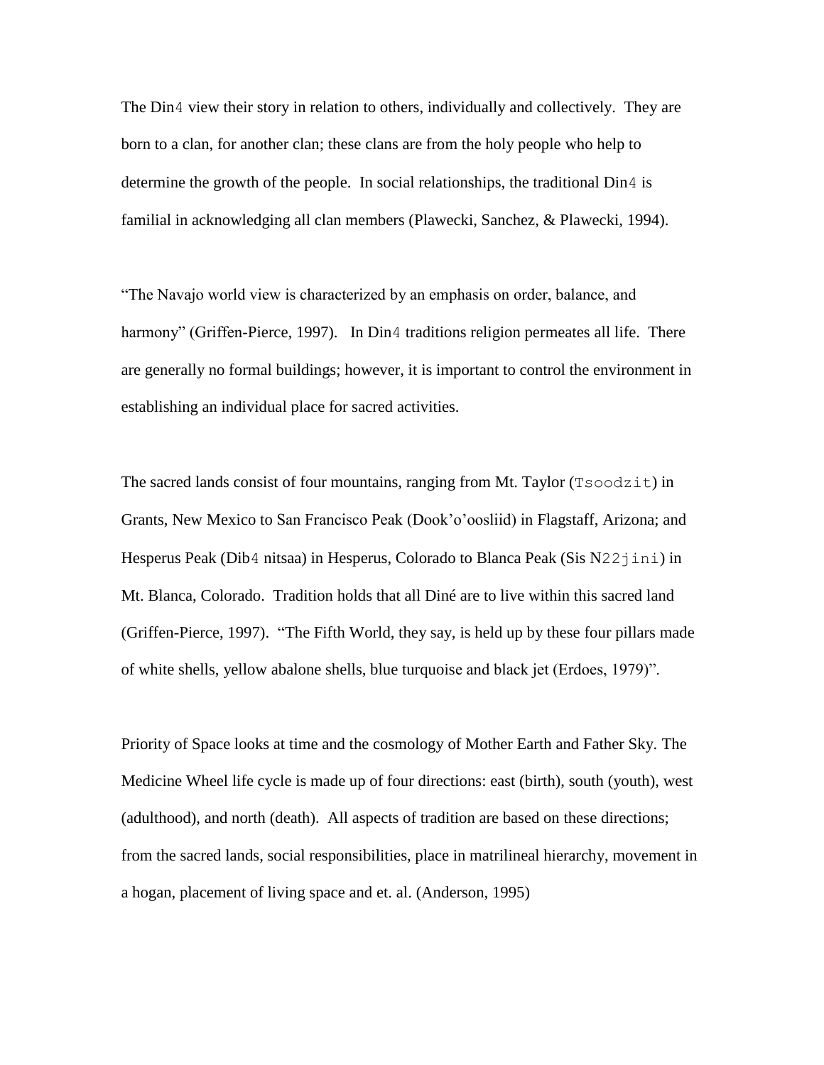The Din4 view their story in relation to others, individually and collectively. They are born to a clan, for another clan; these clans are from the holy people who help to determine the growth of the people. In social relationships, the traditional Din4 is familial in acknowledging all clan members (Plawecki, Sanchez, & Plawecki, 1994).

"The Navajo world view is characterized by an emphasis on order, balance, and harmony" (Griffen-Pierce, 1997). In Din4 traditions religion permeates all life. There are generally no formal buildings; however, it is important to control the environment in establishing an individual place for sacred activities.

The sacred lands consist of four mountains, ranging from Mt. Taylor (Tsoodzit) in Grants, New Mexico to San Francisco Peak (Dook'o'oosliid) in Flagstaff, Arizona; and Hesperus Peak (Dib4 nitsaa) in Hesperus, Colorado to Blanca Peak (Sis N22jini) in Mt. Blanca, Colorado. Tradition holds that all Diné are to live within this sacred land (Griffen-Pierce, 1997). "The Fifth World, they say, is held up by these four pillars made of white shells, yellow abalone shells, blue turquoise and black jet (Erdoes, 1979)".

Priority of Space looks at time and the cosmology of Mother Earth and Father Sky. The Medicine Wheel life cycle is made up of four directions: east (birth), south (youth), west (adulthood), and north (death). All aspects of tradition are based on these directions; from the sacred lands, social responsibilities, place in matrilineal hierarchy, movement in a hogan, placement of living space and et. al. (Anderson, 1995)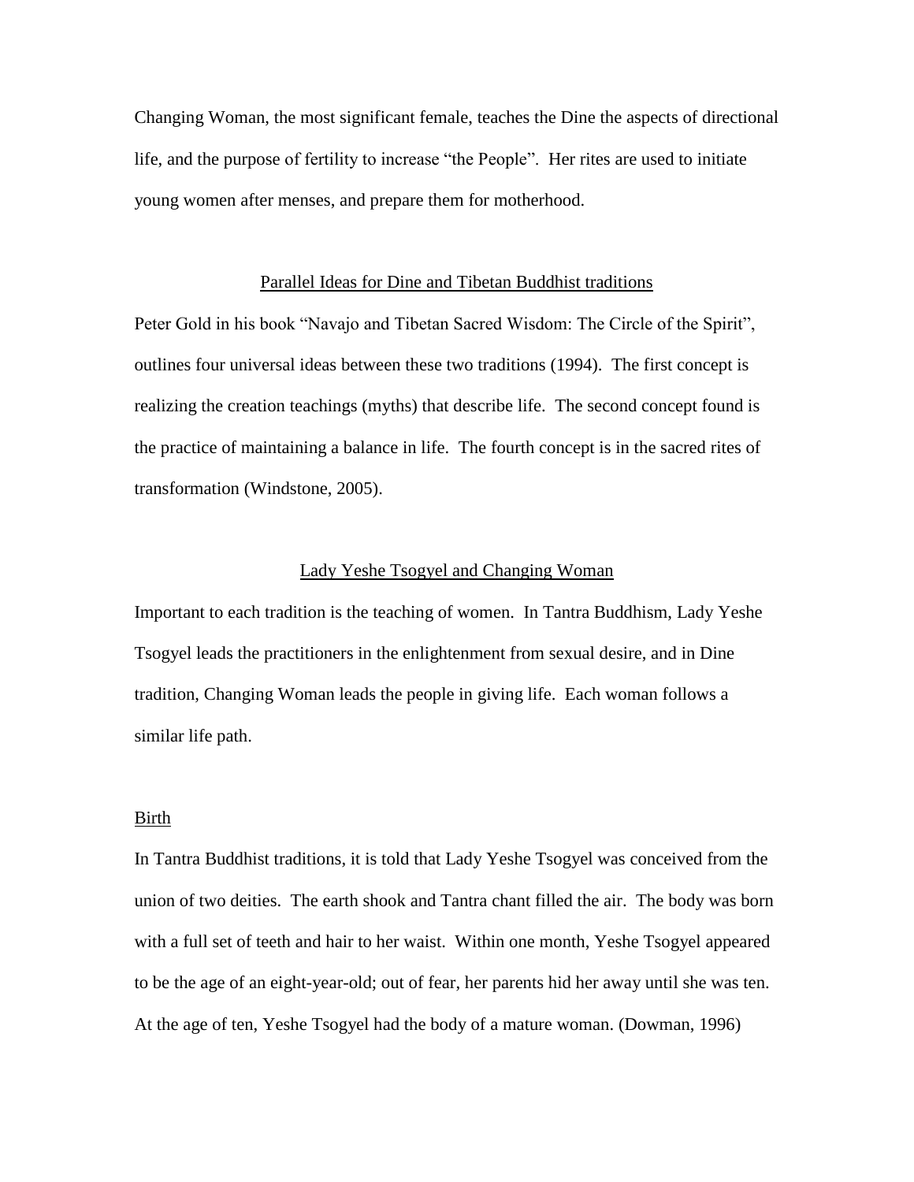Changing Woman, the most significant female, teaches the Dine the aspects of directional life, and the purpose of fertility to increase "the People". Her rites are used to initiate young women after menses, and prepare them for motherhood.

## Parallel Ideas for Dine and Tibetan Buddhist traditions

Peter Gold in his book "Navajo and Tibetan Sacred Wisdom: The Circle of the Spirit", outlines four universal ideas between these two traditions (1994). The first concept is realizing the creation teachings (myths) that describe life. The second concept found is the practice of maintaining a balance in life. The fourth concept is in the sacred rites of transformation (Windstone, 2005).

## Lady Yeshe Tsogyel and Changing Woman

Important to each tradition is the teaching of women. In Tantra Buddhism, Lady Yeshe Tsogyel leads the practitioners in the enlightenment from sexual desire, and in Dine tradition, Changing Woman leads the people in giving life. Each woman follows a similar life path.

### Birth

In Tantra Buddhist traditions, it is told that Lady Yeshe Tsogyel was conceived from the union of two deities. The earth shook and Tantra chant filled the air. The body was born with a full set of teeth and hair to her waist. Within one month, Yeshe Tsogyel appeared to be the age of an eight-year-old; out of fear, her parents hid her away until she was ten. At the age of ten, Yeshe Tsogyel had the body of a mature woman. (Dowman, 1996)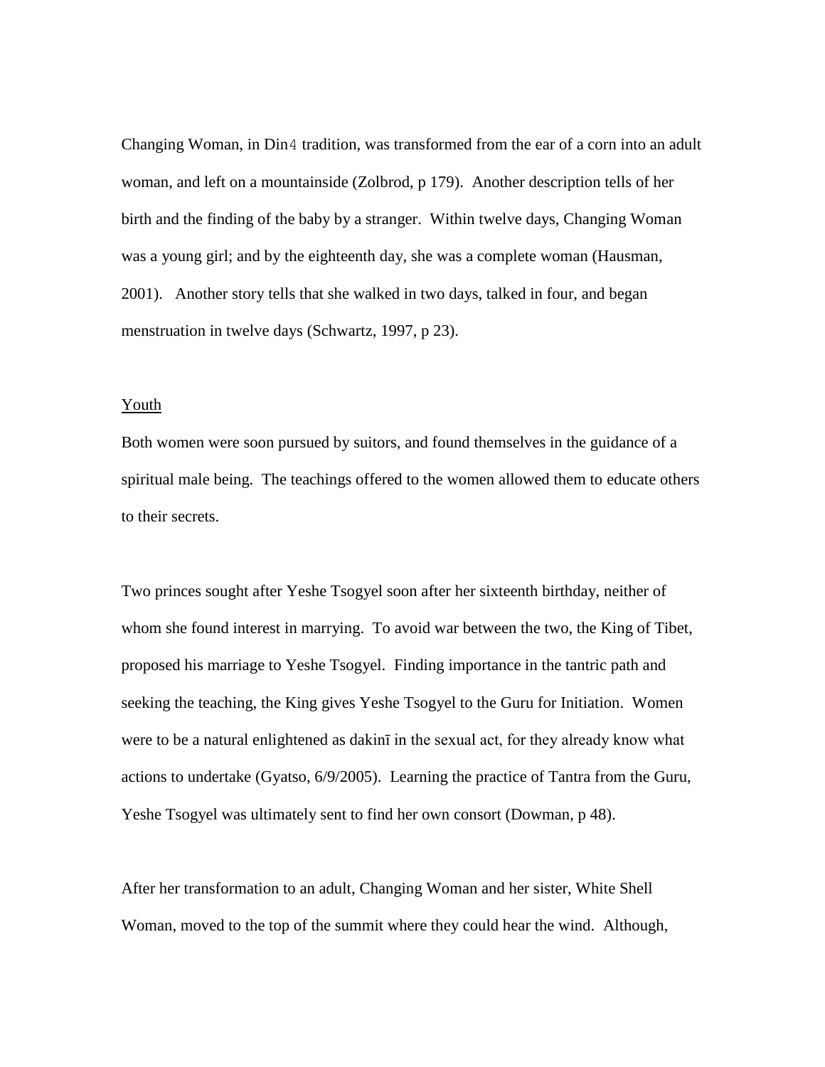Changing Woman, in Din4 tradition, was transformed from the ear of a corn into an adult woman, and left on a mountainside (Zolbrod, p 179). Another description tells of her birth and the finding of the baby by a stranger. Within twelve days, Changing Woman was a young girl; and by the eighteenth day, she was a complete woman (Hausman, 2001). Another story tells that she walked in two days, talked in four, and began menstruation in twelve days (Schwartz, 1997, p 23).

<u>Youth</u>

Both women were soon pursued by suitors, and found themselves in the guidance of a spiritual male being. The teachings offered to the women allowed them to educate others to their secrets.

Two princes sought after Yeshe Tsogyel soon after her sixteenth birthday, neither of whom she found interest in marrying. To avoid war between the two, the King of Tibet, proposed his marriage to Yeshe Tsogyel. Finding importance in the tantric path and seeking the teaching, the King gives Yeshe Tsogyel to the Guru for Initiation. Women were to be a natural enlightened as dakinī in the sexual act, for they already know what actions to undertake (Gyatso, 6/9/2005). Learning the practice of Tantra from the Guru, Yeshe Tsogyel was ultimately sent to find her own consort (Dowman, p 48).

After her transformation to an adult, Changing Woman and her sister, White Shell Woman, moved to the top of the summit where they could hear the wind. Although,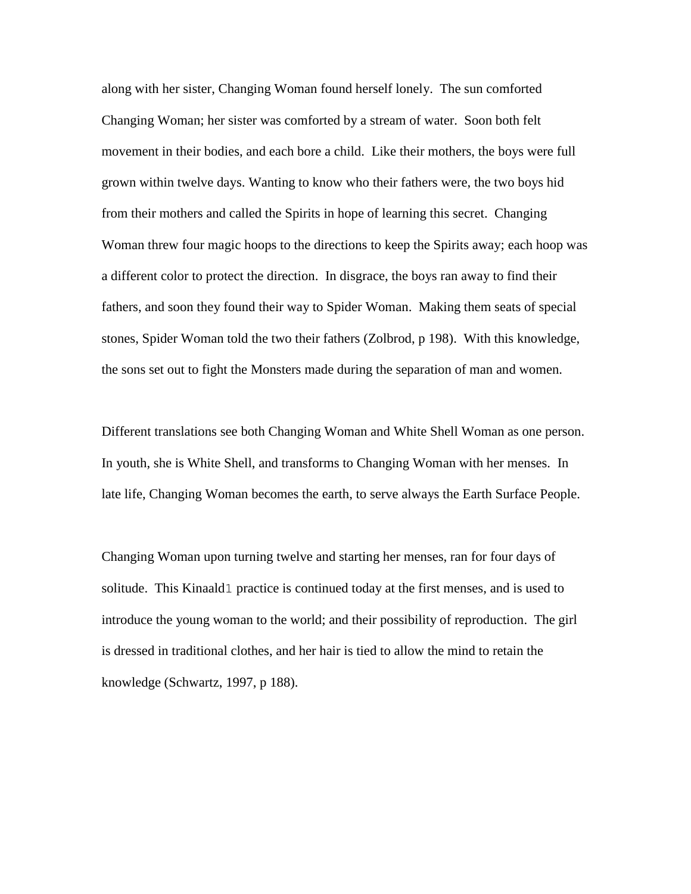along with her sister, Changing Woman found herself lonely. The sun comforted Changing Woman; her sister was comforted by a stream of water. Soon both felt movement in their bodies, and each bore a child. Like their mothers, the boys were full grown within twelve days. Wanting to know who their fathers were, the two boys hid from their mothers and called the Spirits in hope of learning this secret. Changing Woman threw four magic hoops to the directions to keep the Spirits away; each hoop was a different color to protect the direction. In disgrace, the boys ran away to find their fathers, and soon they found their way to Spider Woman. Making them seats of special stones, Spider Woman told the two their fathers (Zolbrod, p 198). With this knowledge, the sons set out to fight the Monsters made during the separation of man and women.

Different translations see both Changing Woman and White Shell Woman as one person. In youth, she is White Shell, and transforms to Changing Woman with her menses. In late life, Changing Woman becomes the earth, to serve always the Earth Surface People.

Changing Woman upon turning twelve and starting her menses, ran for four days of solitude. This Kinaaldl practice is continued today at the first menses, and is used to introduce the young woman to the world; and their possibility of reproduction. The girl is dressed in traditional clothes, and her hair is tied to allow the mind to retain the knowledge (Schwartz, 1997, p 188).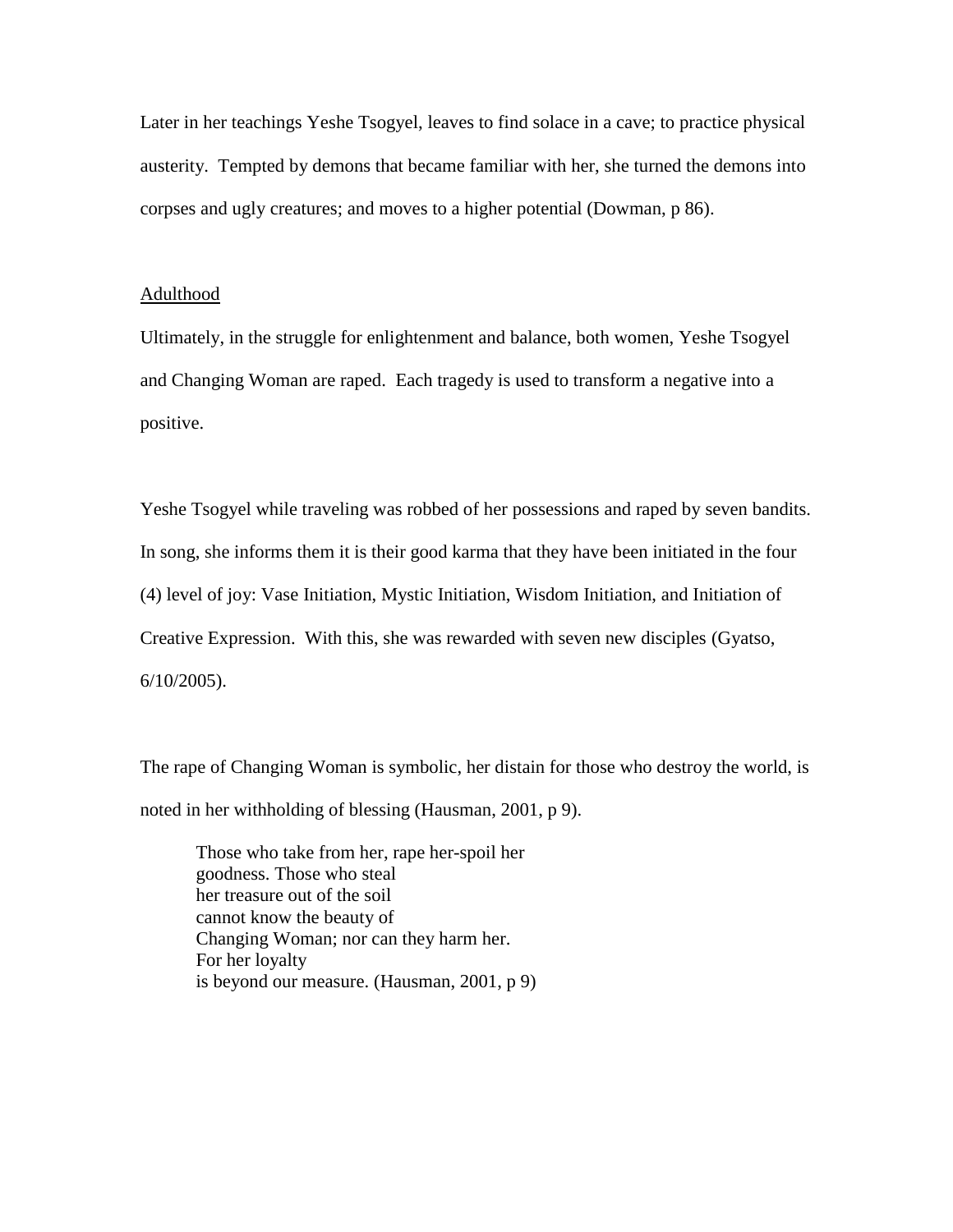Later in her teachings Yeshe Tsogyel, leaves to find solace in a cave; to practice physical austerity. Tempted by demons that became familiar with her, she turned the demons into corpses and ugly creatures; and moves to a higher potential (Dowman, p 86).

<u>Adulthood</u>

Ultimately, in the struggle for enlightenment and balance, both women, Yeshe Tsogyel and Changing Woman are raped. Each tragedy is used to transform a negative into a positive.

Yeshe Tsogyel while traveling was robbed of her possessions and raped by seven bandits. In song, she informs them it is their good karma that they have been initiated in the four (4) level of joy: Vase Initiation, Mystic Initiation, Wisdom Initiation, and Initiation of Creative Expression. With this, she was rewarded with seven new disciples (Gyatso, 6/10/2005).

The rape of Changing Woman is symbolic, her distain for those who destroy the world, is noted in her withholding of blessing (Hausman, 2001, p 9).

> Those who take from her, rape her-spoil her
> goodness. Those who steal
> her treasure out of the soil
> cannot know the beauty of
> Changing Woman; nor can they harm her.
> For her loyalty
> is beyond our measure. (Hausman, 2001, p 9)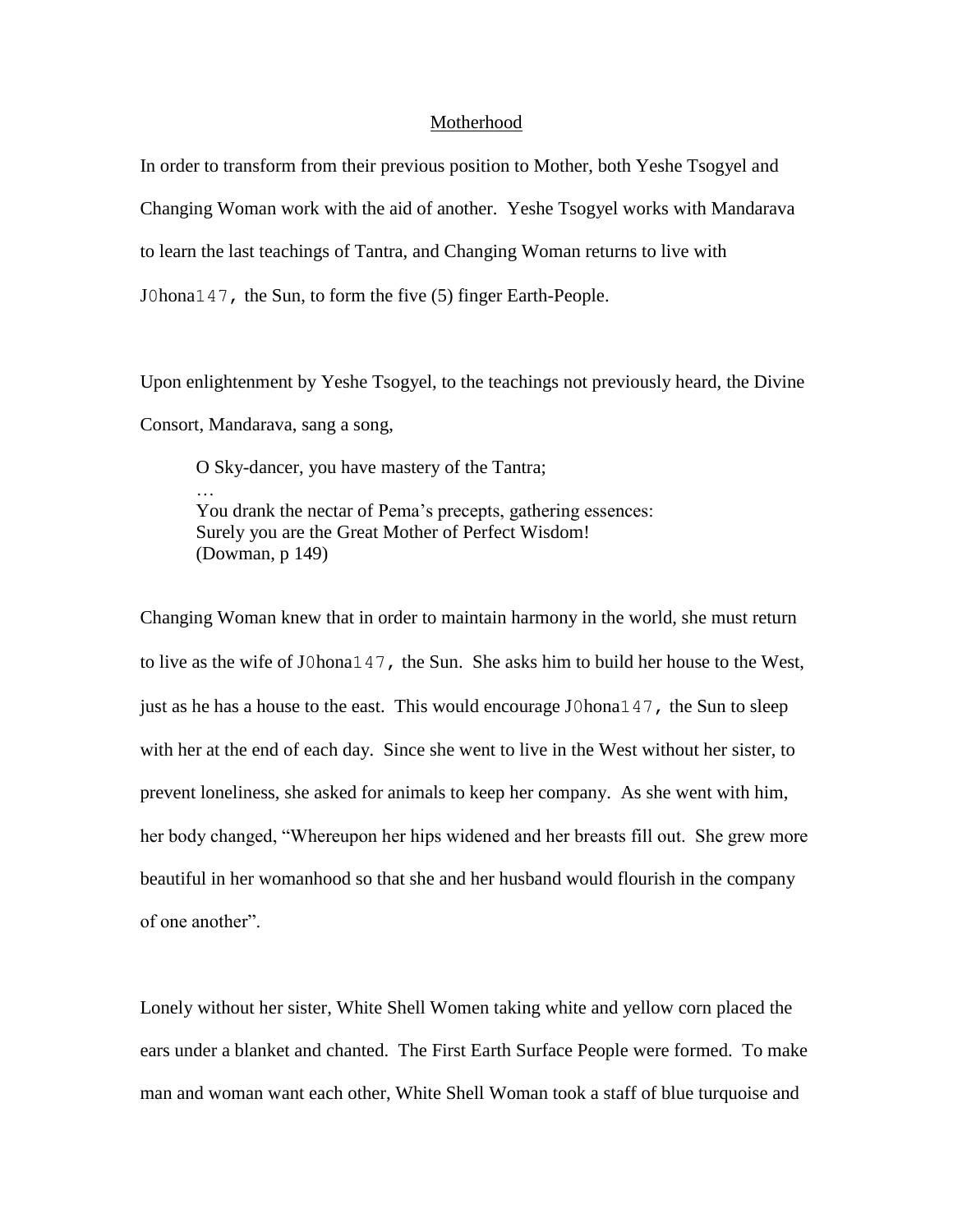Motherhood

In order to transform from their previous position to Mother, both Yeshe Tsogyel and Changing Woman work with the aid of another. Yeshe Tsogyel works with Mandarava to learn the last teachings of Tantra, and Changing Woman returns to live with J0hona147, the Sun, to form the five (5) finger Earth-People.

Upon enlightenment by Yeshe Tsogyel, to the teachings not previously heard, the Divine Consort, Mandarava, sang a song,

> O Sky-dancer, you have mastery of the Tantra;
> …
> You drank the nectar of Pema's precepts, gathering essences:
> Surely you are the Great Mother of Perfect Wisdom!
> (Dowman, p 149)

Changing Woman knew that in order to maintain harmony in the world, she must return to live as the wife of J0hona147, the Sun. She asks him to build her house to the West, just as he has a house to the east. This would encourage J0hona147, the Sun to sleep with her at the end of each day. Since she went to live in the West without her sister, to prevent loneliness, she asked for animals to keep her company. As she went with him, her body changed, "Whereupon her hips widened and her breasts fill out. She grew more beautiful in her womanhood so that she and her husband would flourish in the company of one another".

Lonely without her sister, White Shell Women taking white and yellow corn placed the ears under a blanket and chanted. The First Earth Surface People were formed. To make man and woman want each other, White Shell Woman took a staff of blue turquoise and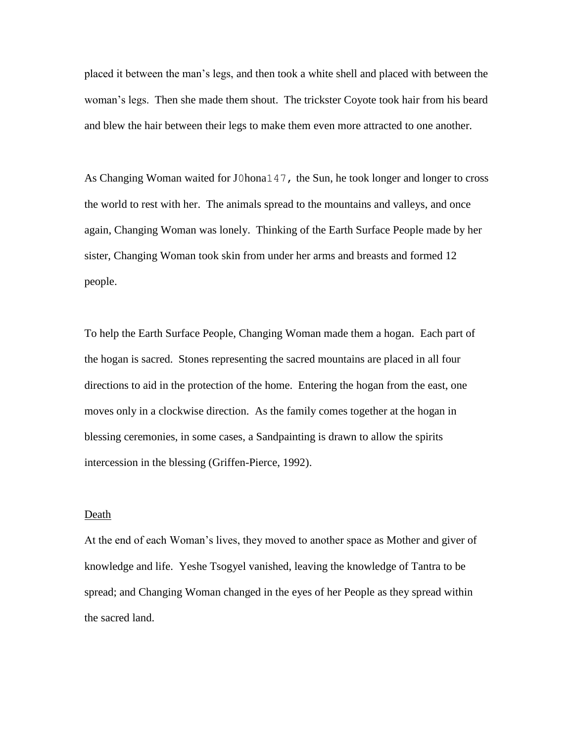placed it between the man’s legs, and then took a white shell and placed with between the woman’s legs. Then she made them shout. The trickster Coyote took hair from his beard and blew the hair between their legs to make them even more attracted to one another.

As Changing Woman waited for J0hona147, the Sun, he took longer and longer to cross the world to rest with her. The animals spread to the mountains and valleys, and once again, Changing Woman was lonely. Thinking of the Earth Surface People made by her sister, Changing Woman took skin from under her arms and breasts and formed 12 people.

To help the Earth Surface People, Changing Woman made them a hogan. Each part of the hogan is sacred. Stones representing the sacred mountains are placed in all four directions to aid in the protection of the home. Entering the hogan from the east, one moves only in a clockwise direction. As the family comes together at the hogan in blessing ceremonies, in some cases, a Sandpainting is drawn to allow the spirits intercession in the blessing (Griffen-Pierce, 1992).

Death

At the end of each Woman’s lives, they moved to another space as Mother and giver of knowledge and life. Yeshe Tsogyel vanished, leaving the knowledge of Tantra to be spread; and Changing Woman changed in the eyes of her People as they spread within the sacred land.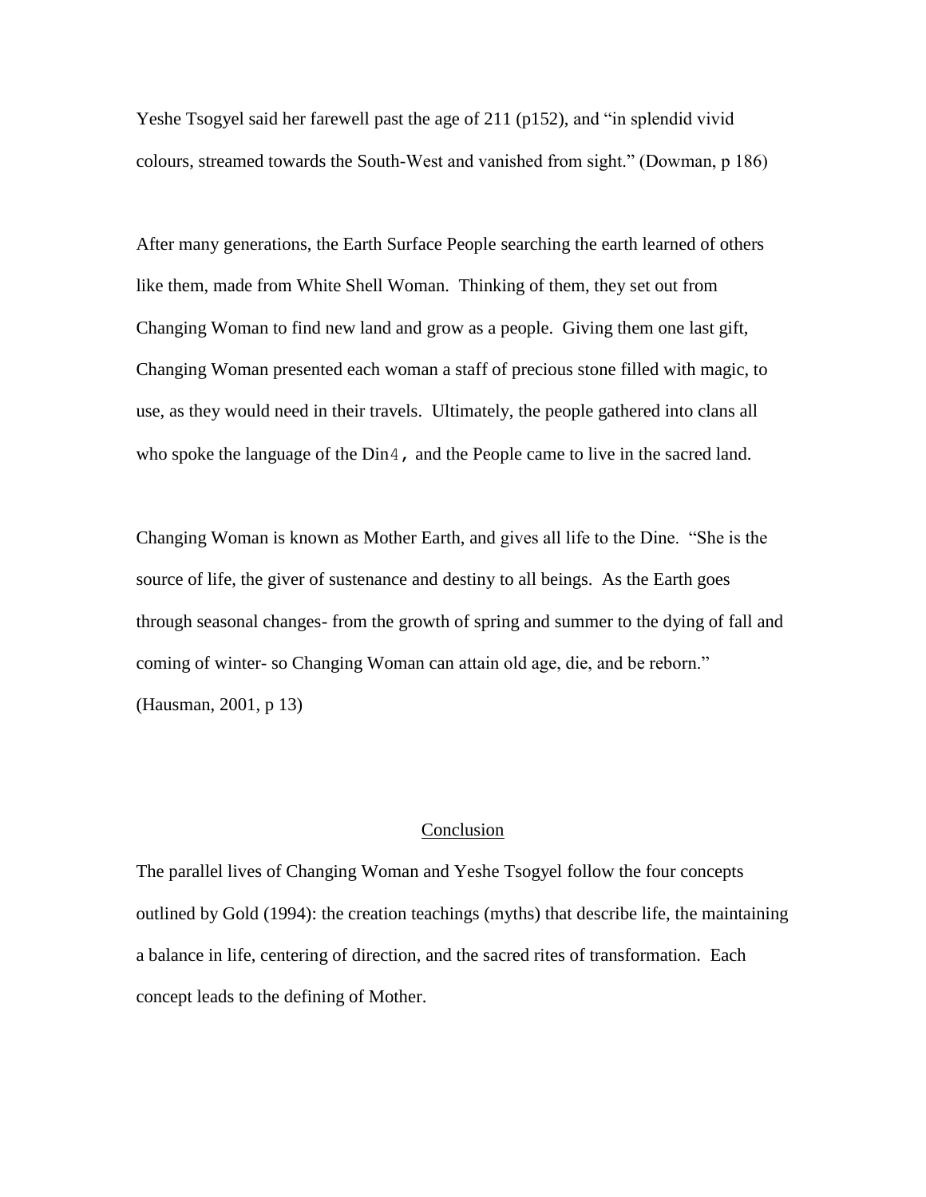Yeshe Tsogyel said her farewell past the age of 211 (p152), and "in splendid vivid colours, streamed towards the South-West and vanished from sight." (Dowman, p 186)

After many generations, the Earth Surface People searching the earth learned of others like them, made from White Shell Woman. Thinking of them, they set out from Changing Woman to find new land and grow as a people. Giving them one last gift, Changing Woman presented each woman a staff of precious stone filled with magic, to use, as they would need in their travels. Ultimately, the people gathered into clans all who spoke the language of the Din4, and the People came to live in the sacred land.

Changing Woman is known as Mother Earth, and gives all life to the Dine. "She is the source of life, the giver of sustenance and destiny to all beings. As the Earth goes through seasonal changes- from the growth of spring and summer to the dying of fall and coming of winter- so Changing Woman can attain old age, die, and be reborn." (Hausman, 2001, p 13)

## Conclusion

The parallel lives of Changing Woman and Yeshe Tsogyel follow the four concepts outlined by Gold (1994): the creation teachings (myths) that describe life, the maintaining a balance in life, centering of direction, and the sacred rites of transformation. Each concept leads to the defining of Mother.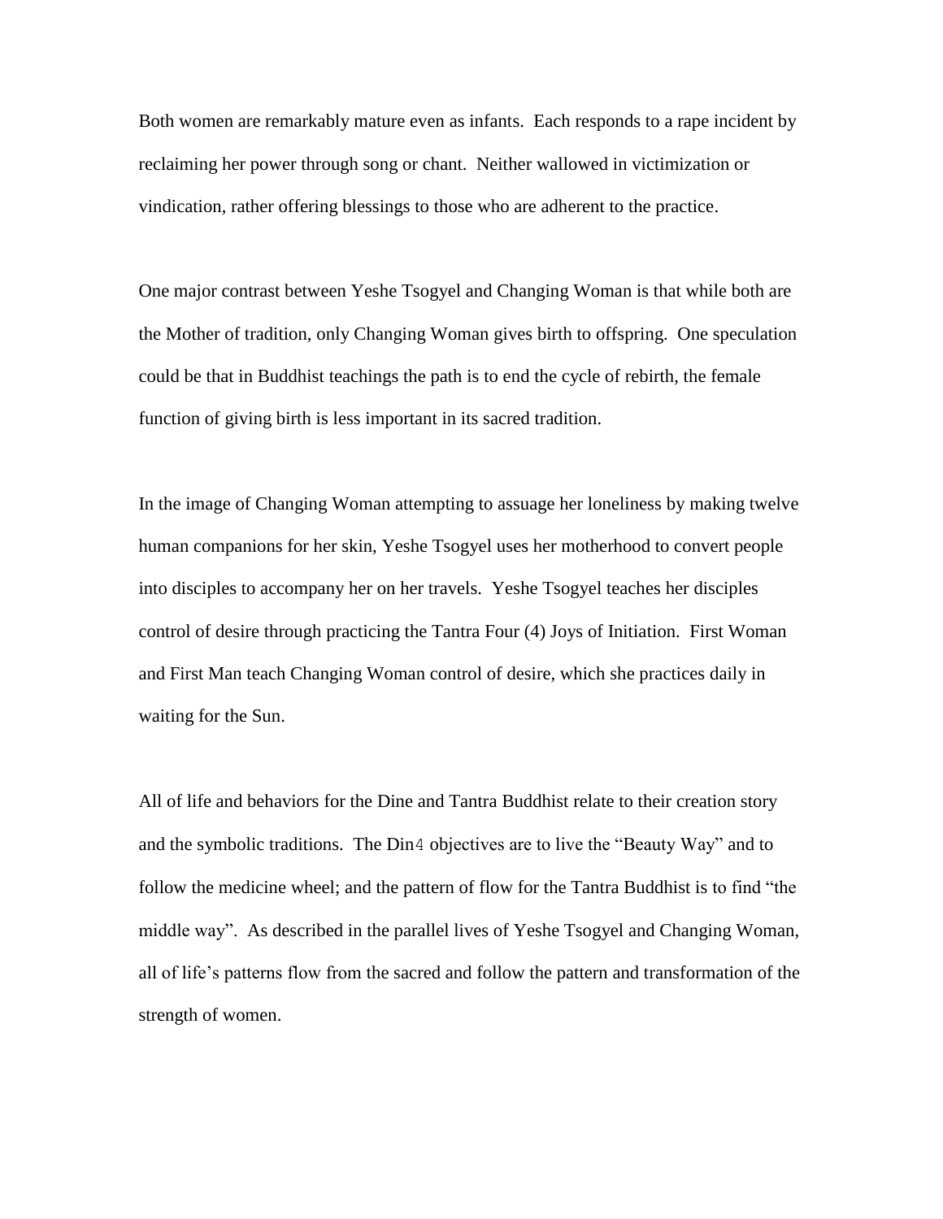Both women are remarkably mature even as infants. Each responds to a rape incident by reclaiming her power through song or chant. Neither wallowed in victimization or vindication, rather offering blessings to those who are adherent to the practice.

One major contrast between Yeshe Tsogyel and Changing Woman is that while both are the Mother of tradition, only Changing Woman gives birth to offspring. One speculation could be that in Buddhist teachings the path is to end the cycle of rebirth, the female function of giving birth is less important in its sacred tradition.

In the image of Changing Woman attempting to assuage her loneliness by making twelve human companions for her skin, Yeshe Tsogyel uses her motherhood to convert people into disciples to accompany her on her travels. Yeshe Tsogyel teaches her disciples control of desire through practicing the Tantra Four (4) Joys of Initiation. First Woman and First Man teach Changing Woman control of desire, which she practices daily in waiting for the Sun.

All of life and behaviors for the Dine and Tantra Buddhist relate to their creation story and the symbolic traditions. The Din4 objectives are to live the "Beauty Way" and to follow the medicine wheel; and the pattern of flow for the Tantra Buddhist is to find "the middle way". As described in the parallel lives of Yeshe Tsogyel and Changing Woman, all of life's patterns flow from the sacred and follow the pattern and transformation of the strength of women.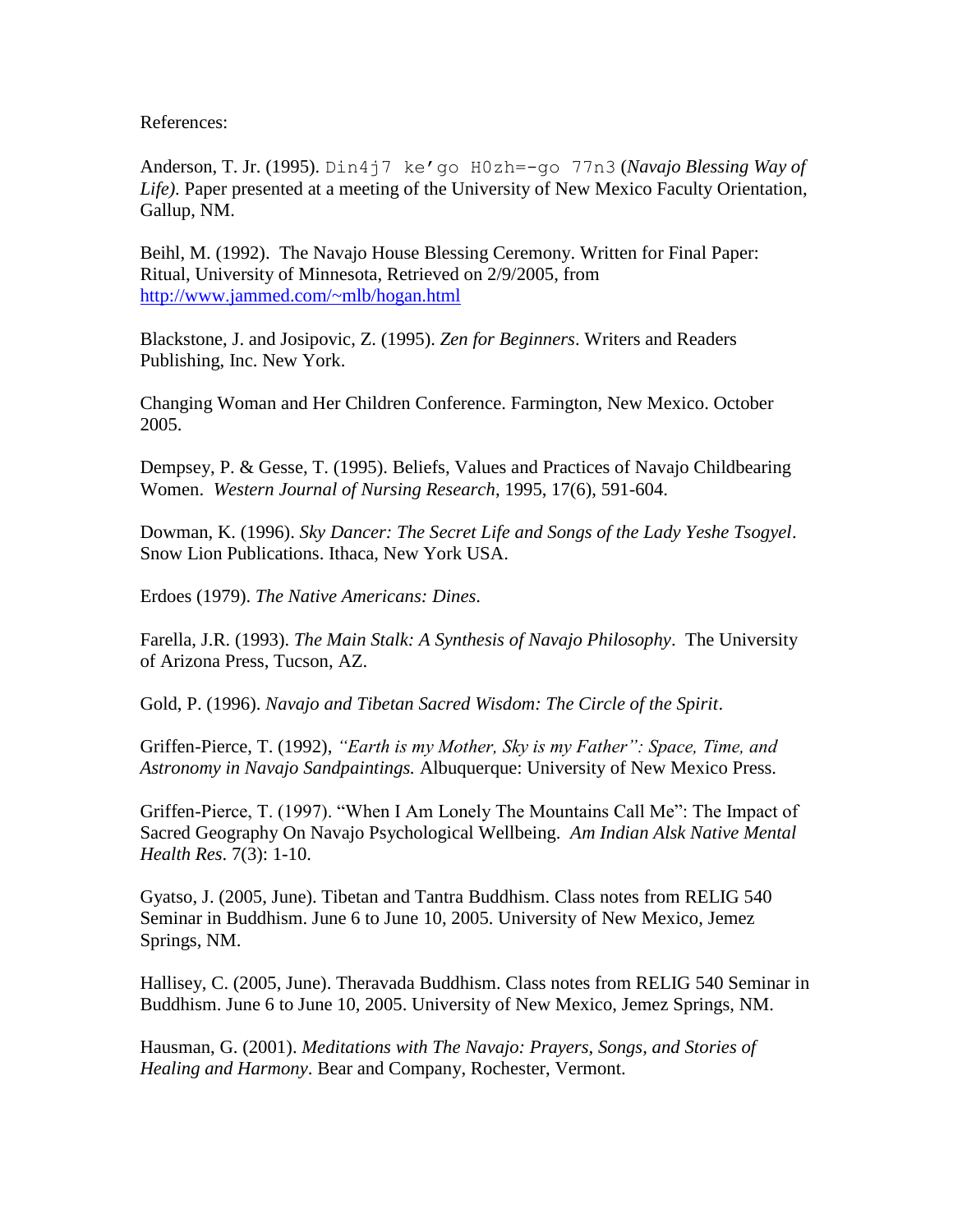References:

Anderson, T. Jr. (1995). Din4j7 ke'go H0zh=-go 77n3 (*Navajo Blessing Way of Life)*. Paper presented at a meeting of the University of New Mexico Faculty Orientation, Gallup, NM.

Beihl, M. (1992). The Navajo House Blessing Ceremony. Written for Final Paper: Ritual, University of Minnesota, Retrieved on 2/9/2005, from http://www.jammed.com/~mlb/hogan.html

Blackstone, J. and Josipovic, Z. (1995). *Zen for Beginners*. Writers and Readers Publishing, Inc. New York.

Changing Woman and Her Children Conference. Farmington, New Mexico. October 2005.

Dempsey, P. & Gesse, T. (1995). Beliefs, Values and Practices of Navajo Childbearing Women. *Western Journal of Nursing Research*, 1995, 17(6), 591-604.

Dowman, K. (1996). *Sky Dancer: The Secret Life and Songs of the Lady Yeshe Tsogyel*. Snow Lion Publications. Ithaca, New York USA.

Erdoes (1979). *The Native Americans: Dines*.

Farella, J.R. (1993). *The Main Stalk: A Synthesis of Navajo Philosophy*. The University of Arizona Press, Tucson, AZ.

Gold, P. (1996). *Navajo and Tibetan Sacred Wisdom: The Circle of the Spirit*.

Griffen-Pierce, T. (1992), *"Earth is my Mother, Sky is my Father": Space, Time, and Astronomy in Navajo Sandpaintings.* Albuquerque: University of New Mexico Press.

Griffen-Pierce, T. (1997). "When I Am Lonely The Mountains Call Me": The Impact of Sacred Geography On Navajo Psychological Wellbeing. *Am Indian Alsk Native Mental Health Res*. 7(3): 1-10.

Gyatso, J. (2005, June). Tibetan and Tantra Buddhism. Class notes from RELIG 540 Seminar in Buddhism. June 6 to June 10, 2005. University of New Mexico, Jemez Springs, NM.

Hallisey, C. (2005, June). Theravada Buddhism. Class notes from RELIG 540 Seminar in Buddhism. June 6 to June 10, 2005. University of New Mexico, Jemez Springs, NM.

Hausman, G. (2001). *Meditations with The Navajo: Prayers, Songs, and Stories of Healing and Harmony*. Bear and Company, Rochester, Vermont.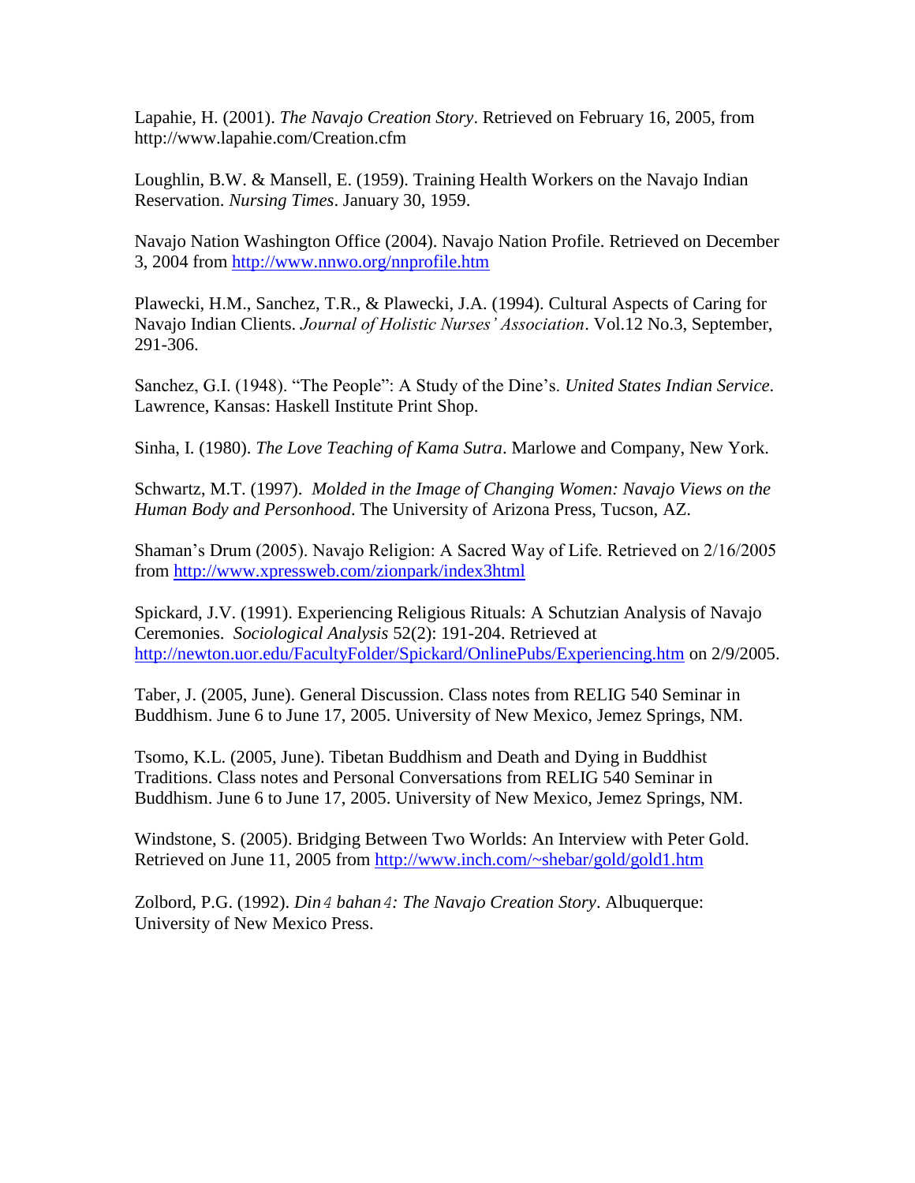Lapahie, H. (2001). *The Navajo Creation Story*. Retrieved on February 16, 2005, from http://www.lapahie.com/Creation.cfm

Loughlin, B.W. & Mansell, E. (1959). Training Health Workers on the Navajo Indian Reservation. *Nursing Times*. January 30, 1959.

Navajo Nation Washington Office (2004). Navajo Nation Profile. Retrieved on December 3, 2004 from http://www.nnwo.org/nnprofile.htm

Plawecki, H.M., Sanchez, T.R., & Plawecki, J.A. (1994). Cultural Aspects of Caring for Navajo Indian Clients. *Journal of Holistic Nurses' Association*. Vol.12 No.3, September, 291-306.

Sanchez, G.I. (1948). "The People": A Study of the Dine's. *United States Indian Service*. Lawrence, Kansas: Haskell Institute Print Shop.

Sinha, I. (1980). *The Love Teaching of Kama Sutra*. Marlowe and Company, New York.

Schwartz, M.T. (1997). *Molded in the Image of Changing Women: Navajo Views on the Human Body and Personhood*. The University of Arizona Press, Tucson, AZ.

Shaman's Drum (2005). Navajo Religion: A Sacred Way of Life. Retrieved on 2/16/2005 from http://www.xpressweb.com/zionpark/index3html

Spickard, J.V. (1991). Experiencing Religious Rituals: A Schutzian Analysis of Navajo Ceremonies. *Sociological Analysis* 52(2): 191-204. Retrieved at http://newton.uor.edu/FacultyFolder/Spickard/OnlinePubs/Experiencing.htm on 2/9/2005.

Taber, J. (2005, June). General Discussion. Class notes from RELIG 540 Seminar in Buddhism. June 6 to June 17, 2005. University of New Mexico, Jemez Springs, NM.

Tsomo, K.L. (2005, June). Tibetan Buddhism and Death and Dying in Buddhist Traditions. Class notes and Personal Conversations from RELIG 540 Seminar in Buddhism. June 6 to June 17, 2005. University of New Mexico, Jemez Springs, NM.

Windstone, S. (2005). Bridging Between Two Worlds: An Interview with Peter Gold. Retrieved on June 11, 2005 from http://www.inch.com/~shebar/gold/gold1.htm

Zolbord, P.G. (1992). *Din4 bahan4: The Navajo Creation Story*. Albuquerque: University of New Mexico Press.